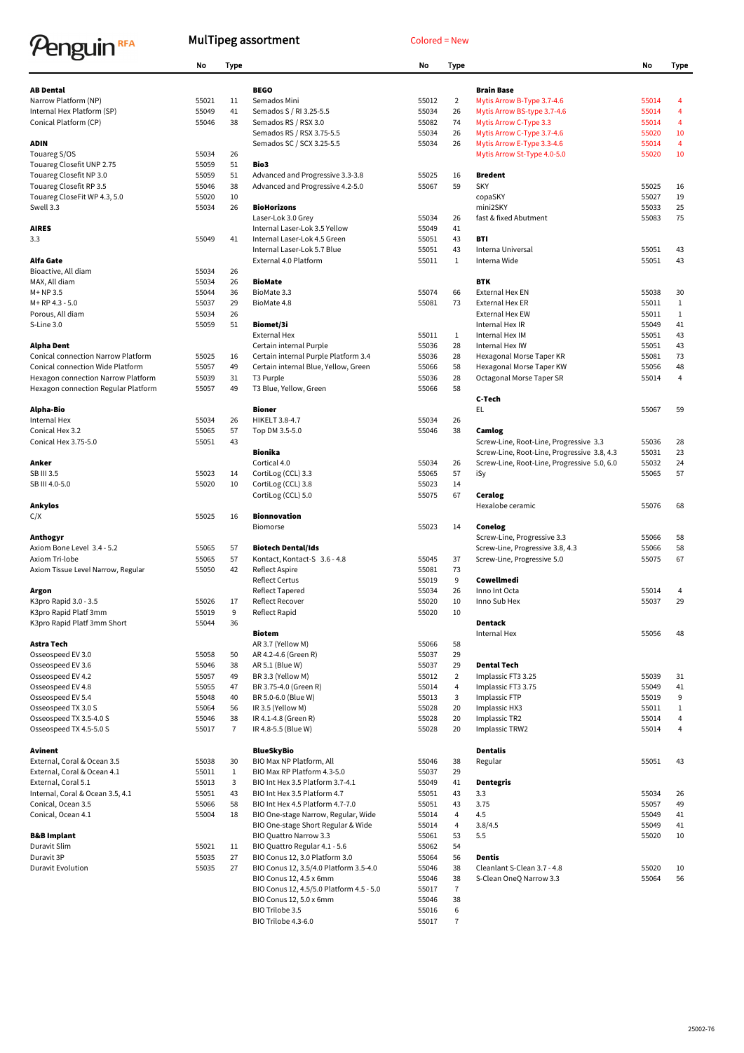# Penguin RFA

## MulTipeg assortment

Colored = New

### AB Dental

| | No | Type |
|---|---|---|
| Narrow Platform (NP) | 55021 | 11 |
| Internal Hex Platform (SP) | 55049 | 41 |
| Conical Platform (CP) | 55046 | 38 |

### ADIN

| | No | Type |
|---|---|---|
| Touareg S/OS | 55034 | 26 |
| Touareg Closefit UNP 2.75 | 55059 | 51 |
| Touareg Closefit NP 3.0 | 55059 | 51 |
| Touareg Closefit RP 3.5 | 55046 | 38 |
| Touareg CloseFit WP 4.3, 5.0 | 55020 | 10 |
| Swell 3.3 | 55034 | 26 |

### AIRES

| | No | Type |
|---|---|---|
| 3.3 | 55049 | 41 |

### Alfa Gate

| | No | Type |
|---|---|---|
| Bioactive, All diam | 55034 | 26 |
| MAX, All diam | 55034 | 26 |
| M+ NP 3.5 | 55044 | 36 |
| M+ RP 4.3 - 5.0 | 55037 | 29 |
| Porous, All diam | 55034 | 26 |
| S-Line 3.0 | 55059 | 51 |

### Alpha Dent

| | No | Type |
|---|---|---|
| Conical connection Narrow Platform | 55025 | 16 |
| Conical connection Wide Platform | 55057 | 49 |
| Hexagon connection Narrow Platform | 55039 | 31 |
| Hexagon connection Regular Platform | 55057 | 49 |

### Alpha-Bio

| | No | Type |
|---|---|---|
| Internal Hex | 55034 | 26 |
| Conical Hex 3.2 | 55065 | 57 |
| Conical Hex 3.75-5.0 | 55051 | 43 |

### Anker

| | No | Type |
|---|---|---|
| SB III 3.5 | 55023 | 14 |
| SB III 4.0-5.0 | 55020 | 10 |

### Ankylos

| | No | Type |
|---|---|---|
| C/X | 55025 | 16 |

### Anthogyr

| | No | Type |
|---|---|---|
| Axiom Bone Level 3.4 - 5.2 | 55065 | 57 |
| Axiom Tri-lobe | 55065 | 57 |
| Axiom Tissue Level Narrow, Regular | 55050 | 42 |

### Argon

| | No | Type |
|---|---|---|
| K3pro Rapid 3.0 - 3.5 | 55026 | 17 |
| K3pro Rapid Platf 3mm | 55019 | 9 |
| K3pro Rapid Platf 3mm Short | 55044 | 36 |

### Astra Tech

| | No | Type |
|---|---|---|
| Osseospeed EV 3.0 | 55058 | 50 |
| Osseospeed EV 3.6 | 55046 | 38 |
| Osseospeed EV 4.2 | 55057 | 49 |
| Osseospeed EV 4.8 | 55055 | 47 |
| Osseospeed EV 5.4 | 55048 | 40 |
| Osseospeed TX 3.0 S | 55064 | 56 |
| Osseospeed TX 3.5-4.0 S | 55046 | 38 |
| Osseospeed TX 4.5-5.0 S | 55017 | 7 |

### Avinent

| | No | Type |
|---|---|---|
| External, Coral & Ocean 3.5 | 55038 | 30 |
| External, Coral & Ocean 4.1 | 55011 | 1 |
| External, Coral 5.1 | 55013 | 3 |
| Internal, Coral & Ocean 3.5, 4.1 | 55051 | 43 |
| Conical, Ocean 3.5 | 55066 | 58 |
| Conical, Ocean 4.1 | 55004 | 18 |

### B&B Implant

| | No | Type |
|---|---|---|
| Duravit Slim | 55021 | 11 |
| Duravit 3P | 55035 | 27 |
| Duravit Evolution | 55035 | 27 |

### BEGO

| | No | Type |
|---|---|---|
| Semados Mini | 55012 | 2 |
| Semados S / RI 3.25-5.5 | 55034 | 26 |
| Semados RS / RSX 3.0 | 55082 | 74 |
| Semados RS / RSX 3.75-5.5 | 55034 | 26 |
| Semados SC / SCX 3.25-5.5 | 55034 | 26 |

### Bio3

| | No | Type |
|---|---|---|
| Advanced and Progressive 3.3-3.8 | 55025 | 16 |
| Advanced and Progressive 4.2-5.0 | 55067 | 59 |

### BioHorizons

| | No | Type |
|---|---|---|
| Laser-Lok 3.0 Grey | 55034 | 26 |
| Internal Laser-Lok 3.5 Yellow | 55049 | 41 |
| Internal Laser-Lok 4.5 Green | 55051 | 43 |
| Internal Laser-Lok 5.7 Blue | 55051 | 43 |
| External 4.0 Platform | 55011 | 1 |

### BioMate

| | No | Type |
|---|---|---|
| BioMate 3.3 | 55074 | 66 |
| BioMate 4.8 | 55081 | 73 |

### Biomet/3i

| | No | Type |
|---|---|---|
| External Hex | 55011 | 1 |
| Certain internal Purple | 55036 | 28 |
| Certain internal Purple Platform 3.4 | 55036 | 28 |
| Certain internal Blue, Yellow, Green | 55066 | 58 |
| T3 Purple | 55036 | 28 |
| T3 Blue, Yellow, Green | 55066 | 58 |

### Bioner

| | No | Type |
|---|---|---|
| HIKELT 3.8-4.7 | 55034 | 26 |
| Top DM 3.5-5.0 | 55046 | 38 |

### Bionika

| | No | Type |
|---|---|---|
| Cortical 4.0 | 55034 | 26 |
| CortiLog (CCL) 3.3 | 55065 | 57 |
| CortiLog (CCL) 3.8 | 55023 | 14 |
| CortiLog (CCL) 5.0 | 55075 | 67 |

### Bionnovation

| | No | Type |
|---|---|---|
| Biomorse | 55023 | 14 |

### Biotech Dental/Ids

| | No | Type |
|---|---|---|
| Kontact, Kontact-S 3.6 - 4.8 | 55045 | 37 |
| Reflect Aspire | 55081 | 73 |
| Reflect Certus | 55019 | 9 |
| Reflect Tapered | 55034 | 26 |
| Reflect Recover | 55020 | 10 |
| Reflect Rapid | 55020 | 10 |

### Biotem

| | No | Type |
|---|---|---|
| AR 3.7 (Yellow M) | 55066 | 58 |
| AR 4.2-4.6 (Green R) | 55037 | 29 |
| AR 5.1 (Blue W) | 55037 | 29 |
| BR 3.3 (Yellow M) | 55012 | 2 |
| BR 3.75-4.0 (Green R) | 55014 | 4 |
| BR 5.0-6.0 (Blue W) | 55013 | 3 |
| IR 3.5 (Yellow M) | 55028 | 20 |
| IR 4.1-4.8 (Green R) | 55028 | 20 |
| IR 4.8-5.5 (Blue W) | 55028 | 20 |

### BlueSkyBio

| | No | Type |
|---|---|---|
| BIO Max NP Platform, All | 55046 | 38 |
| BIO Max RP Platform 4.3-5.0 | 55037 | 29 |
| BIO Int Hex 3.5 Platform 3.7-4.1 | 55049 | 41 |
| BIO Int Hex 3.5 Platform 4.7 | 55051 | 43 |
| BIO Int Hex 4.5 Platform 4.7-7.0 | 55051 | 43 |
| BIO One-stage Narrow, Regular, Wide | 55014 | 4 |
| BIO One-stage Short Regular & Wide | 55014 | 4 |
| BIO Quattro Narrow 3.3 | 55061 | 53 |
| BIO Quattro Regular 4.1 - 5.6 | 55062 | 54 |
| BIO Conus 12, 3.0 Platform 3.0 | 55064 | 56 |
| BIO Conus 12, 3.5/4.0 Platform 3.5-4.0 | 55046 | 38 |
| BIO Conus 12, 4.5 x 6mm | 55046 | 38 |
| BIO Conus 12, 4.5/5.0 Platform 4.5 - 5.0 | 55017 | 7 |
| BIO Conus 12, 5.0 x 6mm | 55046 | 38 |
| BIO Trilobe 3.5 | 55016 | 6 |
| BIO Trilobe 4.3-6.0 | 55017 | 7 |

### Brain Base

| | No | Type |
|---|---|---|
| Mytis Arrow B-Type 3.7-4.6 | 55014 | 4 |
| Mytis Arrow BS-type 3.7-4.6 | 55014 | 4 |
| Mytis Arrow C-Type 3.3 | 55014 | 4 |
| Mytis Arrow C-Type 3.7-4.6 | 55020 | 10 |
| Mytis Arrow E-Type 3.3-4.6 | 55014 | 4 |
| Mytis Arrow St-Type 4.0-5.0 | 55020 | 10 |

### Bredent

| | No | Type |
|---|---|---|
| SKY | 55025 | 16 |
| copaSKY | 55027 | 19 |
| mini2SKY | 55033 | 25 |
| fast & fixed Abutment | 55083 | 75 |

### BTI

| | No | Type |
|---|---|---|
| Interna Universal | 55051 | 43 |
| Interna Wide | 55051 | 43 |

### BTK

| | No | Type |
|---|---|---|
| External Hex EN | 55038 | 30 |
| External Hex ER | 55011 | 1 |
| External Hex EW | 55011 | 1 |
| Internal Hex IR | 55049 | 41 |
| Internal Hex IM | 55051 | 43 |
| Internal Hex IW | 55051 | 43 |
| Hexagonal Morse Taper KR | 55081 | 73 |
| Hexagonal Morse Taper KW | 55056 | 48 |
| Octagonal Morse Taper SR | 55014 | 4 |

### C-Tech

| | No | Type |
|---|---|---|
| EL | 55067 | 59 |

### Camlog

| | No | Type |
|---|---|---|
| Screw-Line, Root-Line, Progressive 3.3 | 55036 | 28 |
| Screw-Line, Root-Line, Progressive 3.8, 4.3 | 55031 | 23 |
| Screw-Line, Root-Line, Progressive 5.0, 6.0 | 55032 | 24 |
| iSy | 55065 | 57 |

### Ceralog

| | No | Type |
|---|---|---|
| Hexalobe ceramic | 55076 | 68 |

### Conelog

| | No | Type |
|---|---|---|
| Screw-Line, Progressive 3.3 | 55066 | 58 |
| Screw-Line, Progressive 3.8, 4.3 | 55066 | 58 |
| Screw-Line, Progressive 5.0 | 55075 | 67 |

### Cowellmedi

| | No | Type |
|---|---|---|
| Inno Int Octa | 55014 | 4 |
| Inno Sub Hex | 55037 | 29 |

### Dentack

| | No | Type |
|---|---|---|
| Internal Hex | 55056 | 48 |

### Dental Tech

| | No | Type |
|---|---|---|
| Implassic FT3 3.25 | 55039 | 31 |
| Implassic FT3 3.75 | 55049 | 41 |
| Implassic FTP | 55019 | 9 |
| Implassic HX3 | 55011 | 1 |
| Implassic TR2 | 55014 | 4 |
| Implassic TRW2 | 55014 | 4 |

### Dentalis

| | No | Type |
|---|---|---|
| Regular | 55051 | 43 |

### Dentegris

| | No | Type |
|---|---|---|
| 3.3 | 55034 | 26 |
| 3.75 | 55057 | 49 |
| 4.5 | 55049 | 41 |
| 3.8/4.5 | 55049 | 41 |
| 5.5 | 55020 | 10 |

### Dentis

| | No | Type |
|---|---|---|
| Cleanlant S-Clean 3.7 - 4.8 | 55020 | 10 |
| S-Clean OneQ Narrow 3.3 | 55064 | 56 |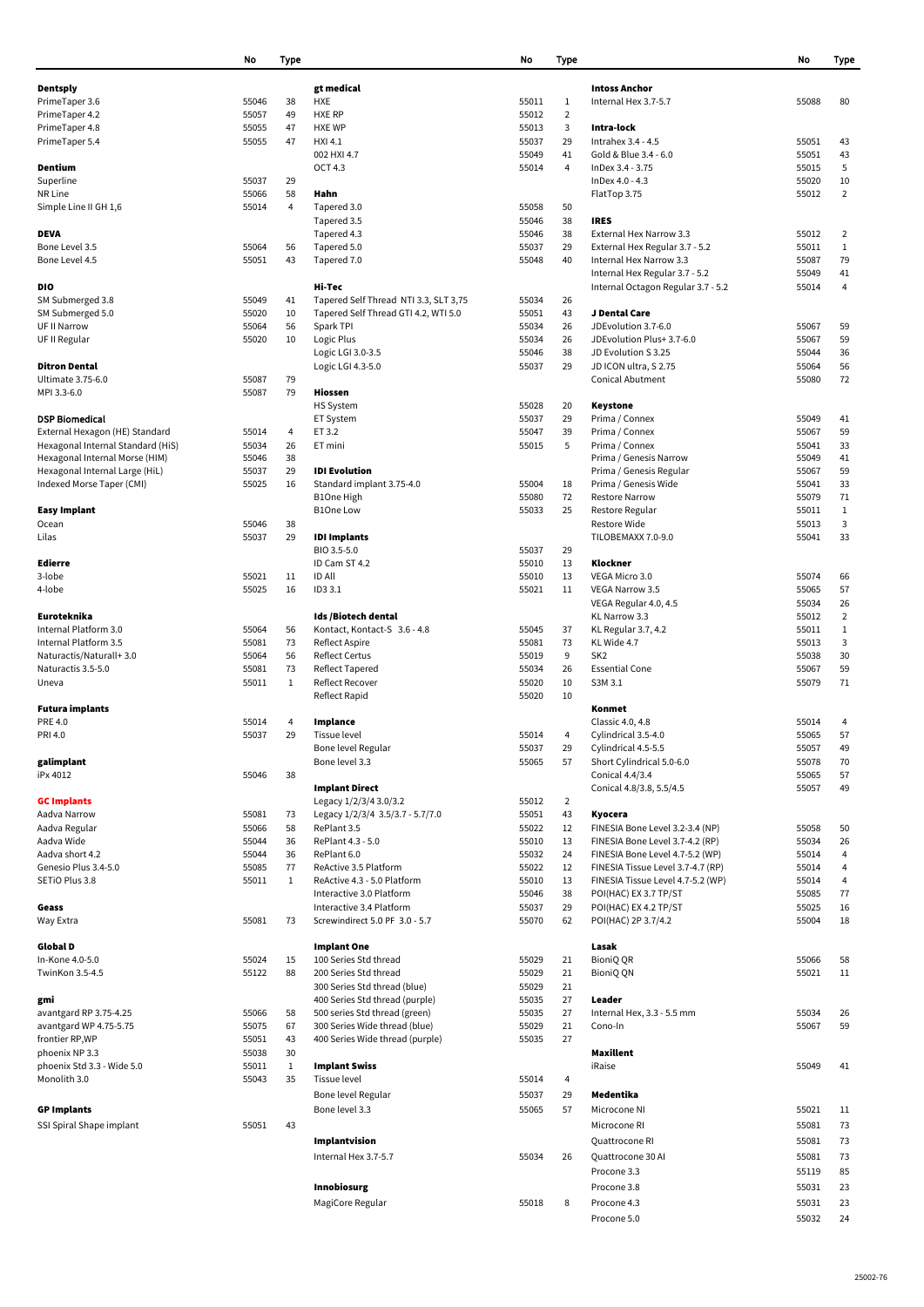| | No | Type |
|---|---|---|
| **Dentsply** | | |
| PrimeTaper 3.6 | 55046 | 38 |
| PrimeTaper 4.2 | 55057 | 49 |
| PrimeTaper 4.8 | 55055 | 47 |
| PrimeTaper 5.4 | 55055 | 47 |
| **Dentium** | | |
| Superline | 55037 | 29 |
| NR Line | 55066 | 58 |
| Simple Line II GH 1,6 | 55014 | 4 |
| **DEVA** | | |
| Bone Level 3.5 | 55064 | 56 |
| Bone Level 4.5 | 55051 | 43 |
| **DIO** | | |
| SM Submerged 3.8 | 55049 | 41 |
| SM Submerged 5.0 | 55020 | 10 |
| UF II Narrow | 55064 | 56 |
| UF II Regular | 55020 | 10 |
| **Ditron Dental** | | |
| Ultimate 3.75-6.0 | 55087 | 79 |
| MPI 3.3-6.0 | 55087 | 79 |
| **DSP Biomedical** | | |
| External Hexagon (HE) Standard | 55014 | 4 |
| Hexagonal Internal Standard (HiS) | 55034 | 26 |
| Hexagonal Internal Morse (HIM) | 55046 | 38 |
| Hexagonal Internal Large (HiL) | 55037 | 29 |
| Indexed Morse Taper (CMI) | 55025 | 16 |
| **Easy Implant** | | |
| Ocean | 55046 | 38 |
| Lilas | 55037 | 29 |
| **Edierre** | | |
| 3-lobe | 55021 | 11 |
| 4-lobe | 55025 | 16 |
| **Euroteknika** | | |
| Internal Platform 3.0 | 55064 | 56 |
| Internal Platform 3.5 | 55081 | 73 |
| Naturactis/Naturall+ 3.0 | 55064 | 56 |
| Naturactis 3.5-5.0 | 55081 | 73 |
| Uneva | 55011 | 1 |
| **Futura implants** | | |
| PRE 4.0 | 55014 | 4 |
| PRI 4.0 | 55037 | 29 |
| **galimplant** | | |
| iPx 4012 | 55046 | 38 |
| **GC Implants** | | |
| Aadva Narrow | 55081 | 73 |
| Aadva Regular | 55066 | 58 |
| Aadva Wide | 55044 | 36 |
| Aadva short 4.2 | 55044 | 36 |
| Genesio Plus 3.4-5.0 | 55085 | 77 |
| SETiO Plus 3.8 | 55011 | 1 |
| **Geass** | | |
| Way Extra | 55081 | 73 |
| **Global D** | | |
| In-Kone 4.0-5.0 | 55024 | 15 |
| TwinKon 3.5-4.5 | 55122 | 88 |
| **gmi** | | |
| avantgard RP 3.75-4.25 | 55066 | 58 |
| avantgard WP 4.75-5.75 | 55075 | 67 |
| frontier RP,WP | 55051 | 43 |
| phoenix NP 3.3 | 55038 | 30 |
| phoenix Std 3.3 - Wide 5.0 | 55011 | 1 |
| Monolith 3.0 | 55043 | 35 |
| **GP Implants** | | |
| SSI Spiral Shape implant | 55051 | 43 |
| **gt medical** | | |
| HXE | 55011 | 1 |
| HXE RP | 55012 | 2 |
| HXE WP | 55013 | 3 |
| HXI 4.1 | 55037 | 29 |
| 002 HXI 4.7 | 55049 | 41 |
| OCT 4.3 | 55014 | 4 |
| **Hahn** | | |
| Tapered 3.0 | 55058 | 50 |
| Tapered 3.5 | 55046 | 38 |
| Tapered 4.3 | 55046 | 38 |
| Tapered 5.0 | 55037 | 29 |
| Tapered 7.0 | 55048 | 40 |
| **Hi-Tec** | | |
| Tapered Self Thread NTI 3.3, SLT 3,75 | 55034 | 26 |
| Tapered Self Thread GTI 4.2, WTI 5.0 | 55051 | 43 |
| Spark TPI | 55034 | 26 |
| Logic Plus | 55034 | 26 |
| Logic LGI 3.0-3.5 | 55046 | 38 |
| Logic LGI 4.3-5.0 | 55037 | 29 |
| **Hiossen** | | |
| HS System | 55028 | 20 |
| ET System | 55037 | 29 |
| ET 3.2 | 55047 | 39 |
| ET mini | 55015 | 5 |
| **IDI Evolution** | | |
| Standard implant 3.75-4.0 | 55004 | 18 |
| B1One High | 55080 | 72 |
| B1One Low | 55033 | 25 |
| **IDI Implants** | | |
| BIO 3.5-5.0 | 55037 | 29 |
| ID Cam ST 4.2 | 55010 | 13 |
| ID All | 55010 | 13 |
| ID3 3.1 | 55021 | 11 |
| **Ids /Biotech dental** | | |
| Kontact, Kontact-S 3.6 - 4.8 | 55045 | 37 |
| Reflect Aspire | 55081 | 73 |
| Reflect Certus | 55019 | 9 |
| Reflect Tapered | 55034 | 26 |
| Reflect Recover | 55020 | 10 |
| Reflect Rapid | 55020 | 10 |
| **Implance** | | |
| Tissue level | 55014 | 4 |
| Bone level Regular | 55037 | 29 |
| Bone level 3.3 | 55065 | 57 |
| **Implant Direct** | | |
| Legacy 1/2/3/4 3.0/3.2 | 55012 | 2 |
| Legacy 1/2/3/4 3.5/3.7 - 5.7/7.0 | 55051 | 43 |
| RePlant 3.5 | 55022 | 12 |
| RePlant 4.3 - 5.0 | 55010 | 13 |
| RePlant 6.0 | 55032 | 24 |
| ReActive 3.5 Platform | 55022 | 12 |
| ReActive 4.3 - 5.0 Platform | 55010 | 13 |
| Interactive 3.0 Platform | 55046 | 38 |
| Interactive 3.4 Platform | 55037 | 29 |
| Screwindirect 5.0 PF 3.0 - 5.7 | 55070 | 62 |
| **Implant One** | | |
| 100 Series Std thread | 55029 | 21 |
| 200 Series Std thread | 55029 | 21 |
| 300 Series Std thread (blue) | 55029 | 21 |
| 400 Series Std thread (purple) | 55035 | 27 |
| 500 series Std thread (green) | 55035 | 27 |
| 300 Series Wide thread (blue) | 55029 | 21 |
| 400 Series Wide thread (purple) | 55035 | 27 |
| **Implant Swiss** | | |
| Tissue level | 55014 | 4 |
| Bone level Regular | 55037 | 29 |
| Bone level 3.3 | 55065 | 57 |
| **Implantvision** | | |
| Internal Hex 3.7-5.7 | 55034 | 26 |
| **Innobiosurg** | | |
| MagiCore Regular | 55018 | 8 |
| **Intoss Anchor** | | |
| Internal Hex 3.7-5.7 | 55088 | 80 |
| **Intra-lock** | | |
| Intrahex 3.4 - 4.5 | 55051 | 43 |
| Gold & Blue 3.4 - 6.0 | 55051 | 43 |
| InDex 3.4 - 3.75 | 55015 | 5 |
| InDex 4.0 - 4.3 | 55020 | 10 |
| FlatTop 3.75 | 55012 | 2 |
| **IRES** | | |
| External Hex Narrow 3.3 | 55012 | 2 |
| External Hex Regular 3.7 - 5.2 | 55011 | 1 |
| Internal Hex Narrow 3.3 | 55087 | 79 |
| Internal Hex Regular 3.7 - 5.2 | 55049 | 41 |
| Internal Octagon Regular 3.7 - 5.2 | 55014 | 4 |
| **J Dental Care** | | |
| JDEvolution 3.7-6.0 | 55067 | 59 |
| JDEvolution Plus+ 3.7-6.0 | 55067 | 59 |
| JD Evolution S 3.25 | 55044 | 36 |
| JD ICON ultra, S 2.75 | 55064 | 56 |
| Conical Abutment | 55080 | 72 |
| **Keystone** | | |
| Prima / Connex | 55049 | 41 |
| Prima / Connex | 55067 | 59 |
| Prima / Connex | 55041 | 33 |
| Prima / Genesis Narrow | 55049 | 41 |
| Prima / Genesis Regular | 55067 | 59 |
| Prima / Genesis Wide | 55041 | 33 |
| Restore Narrow | 55079 | 71 |
| Restore Regular | 55011 | 1 |
| Restore Wide | 55013 | 3 |
| TILOBEMAXX 7.0-9.0 | 55041 | 33 |
| **Klockner** | | |
| VEGA Micro 3.0 | 55074 | 66 |
| VEGA Narrow 3.5 | 55065 | 57 |
| VEGA Regular 4.0, 4.5 | 55034 | 26 |
| KL Narrow 3.3 | 55012 | 2 |
| KL Regular 3.7, 4.2 | 55011 | 1 |
| KL Wide 4.7 | 55013 | 3 |
| SK2 | 55038 | 30 |
| Essential Cone | 55067 | 59 |
| S3M 3.1 | 55079 | 71 |
| **Konmet** | | |
| Classic 4.0, 4.8 | 55014 | 4 |
| Cylindrical 3.5-4.0 | 55065 | 57 |
| Cylindrical 4.5-5.5 | 55057 | 49 |
| Short Cylindrical 5.0-6.0 | 55078 | 70 |
| Conical 4.4/3.4 | 55065 | 57 |
| Conical 4.8/3.8, 5.5/4.5 | 55057 | 49 |
| **Kyocera** | | |
| FINESIA Bone Level 3.2-3.4 (NP) | 55058 | 50 |
| FINESIA Bone Level 3.7-4.2 (RP) | 55034 | 26 |
| FINESIA Bone Level 4.7-5.2 (WP) | 55014 | 4 |
| FINESIA Tissue Level 3.7-4.7 (RP) | 55014 | 4 |
| FINESIA Tissue Level 4.7-5.2 (WP) | 55014 | 4 |
| POI(HAC) EX 3.7 TP/ST | 55085 | 77 |
| POI(HAC) EX 4.2 TP/ST | 55025 | 16 |
| POI(HAC) 2P 3.7/4.2 | 55004 | 18 |
| **Lasak** | | |
| BioniQ QR | 55066 | 58 |
| BioniQ QN | 55021 | 11 |
| **Leader** | | |
| Internal Hex, 3.3 - 5.5 mm | 55034 | 26 |
| Cono-In | 55067 | 59 |
| **Maxillent** | | |
| iRaise | 55049 | 41 |
| **Medentika** | | |
| Microcone NI | 55021 | 11 |
| Microcone RI | 55081 | 73 |
| Quattrocone RI | 55081 | 73 |
| Quattrocone 30 AI | 55081 | 73 |
| Procone 3.3 | 55119 | 85 |
| Procone 3.8 | 55031 | 23 |
| Procone 4.3 | 55031 | 23 |
| Procone 5.0 | 55032 | 24 |

25002-76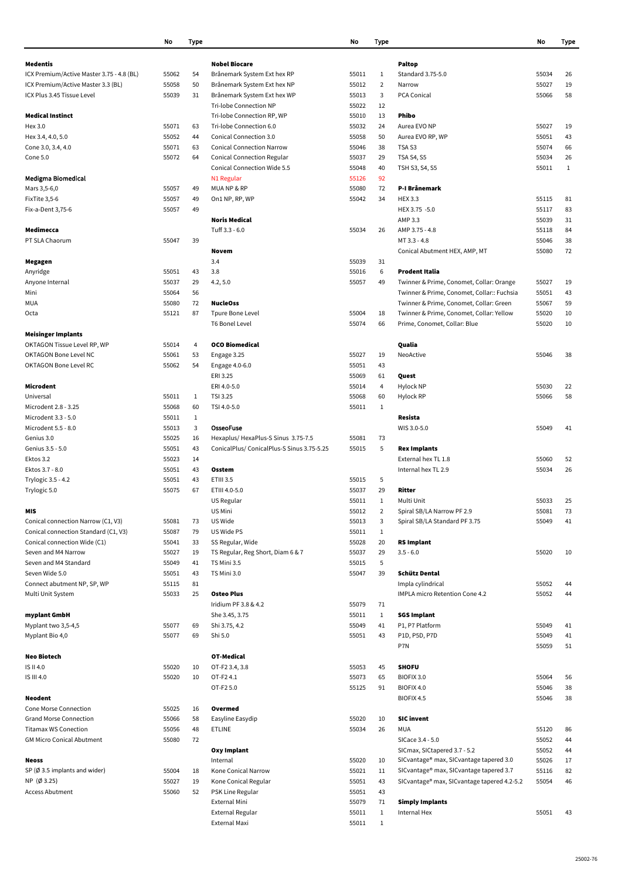| | No | Type |
|---|---|---|
| **Medentis** | | |
| ICX Premium/Active Master 3.75 - 4.8 (BL) | 55062 | 54 |
| ICX Premium/Active Master 3.3 (BL) | 55058 | 50 |
| ICX Plus 3.45 Tissue Level | 55039 | 31 |
| **Medical Instinct** | | |
| Hex 3.0 | 55071 | 63 |
| Hex 3.4, 4.0, 5.0 | 55052 | 44 |
| Cone 3.0, 3.4, 4.0 | 55071 | 63 |
| Cone 5.0 | 55072 | 64 |
| **Medigma Biomedical** | | |
| Mars 3,5-6,0 | 55057 | 49 |
| FixTite 3,5-6 | 55057 | 49 |
| Fix-a-Dent 3,75-6 | 55057 | 49 |
| **Medimecca** | | |
| PT SLA Chaorum | 55047 | 39 |
| **Megagen** | | |
| Anyridge | 55051 | 43 |
| Anyone Internal | 55037 | 29 |
| Mini | 55064 | 56 |
| MUA | 55080 | 72 |
| Octa | 55121 | 87 |
| **Meisinger Implants** | | |
| OKTAGON Tissue Level RP, WP | 55014 | 4 |
| OKTAGON Bone Level NC | 55061 | 53 |
| OKTAGON Bone Level RC | 55062 | 54 |
| **Microdent** | | |
| Universal | 55011 | 1 |
| Microdent 2.8 - 3.25 | 55068 | 60 |
| Microdent 3.3 - 5.0 | 55011 | 1 |
| Microdent 5.5 - 8.0 | 55013 | 3 |
| Genius 3.0 | 55025 | 16 |
| Genius 3.5 - 5.0 | 55051 | 43 |
| Ektos 3.2 | 55023 | 14 |
| Ektos 3.7 - 8.0 | 55051 | 43 |
| Trylogic 3.5 - 4.2 | 55051 | 43 |
| Trylogic 5.0 | 55075 | 67 |
| **MIS** | | |
| Conical connection Narrow (C1, V3) | 55081 | 73 |
| Conical connection Standard (C1, V3) | 55087 | 79 |
| Conical connection Wide (C1) | 55041 | 33 |
| Seven and M4 Narrow | 55027 | 19 |
| Seven and M4 Standard | 55049 | 41 |
| Seven Wide 5.0 | 55051 | 43 |
| Connect abutment NP, SP, WP | 55115 | 81 |
| Multi Unit System | 55033 | 25 |
| **myplant GmbH** | | |
| Myplant two 3,5-4,5 | 55077 | 69 |
| Myplant Bio 4,0 | 55077 | 69 |
| **Neo Biotech** | | |
| IS II 4.0 | 55020 | 10 |
| IS III 4.0 | 55020 | 10 |
| **Neodent** | | |
| Cone Morse Connection | 55025 | 16 |
| Grand Morse Connection | 55066 | 58 |
| Titamax WS Conection | 55056 | 48 |
| GM Micro Conical Abutment | 55080 | 72 |
| **Neoss** | | |
| SP (Ø 3.5 implants and wider) | 55004 | 18 |
| NP (Ø 3.25) | 55027 | 19 |
| Access Abutment | 55060 | 52 |

| | No | Type |
|---|---|---|
| **Nobel Biocare** | | |
| Brånemark System Ext hex RP | 55011 | 1 |
| Brånemark System Ext hex NP | 55012 | 2 |
| Brånemark System Ext hex WP | 55013 | 3 |
| Tri-lobe Connection NP | 55022 | 12 |
| Tri-lobe Connection RP, WP | 55010 | 13 |
| Tri-lobe Connection 6.0 | 55032 | 24 |
| Conical Connection 3.0 | 55058 | 50 |
| Conical Connection Narrow | 55046 | 38 |
| Conical Connection Regular | 55037 | 29 |
| Conical Connection Wide 5.5 | 55048 | 40 |
| N1 Regular | 55126 | 92 |
| MUA NP & RP | 55080 | 72 |
| On1 NP, RP, WP | 55042 | 34 |
| **Noris Medical** | | |
| Tuff 3.3 - 6.0 | 55034 | 26 |
| **Novem** | | |
| 3.4 | 55039 | 31 |
| 3.8 | 55016 | 6 |
| 4.2, 5.0 | 55057 | 49 |
| **NucleOss** | | |
| Tpure Bone Level | 55004 | 18 |
| T6 Bonel Level | 55074 | 66 |
| **OCO Biomedical** | | |
| Engage 3.25 | 55027 | 19 |
| Engage 4.0-6.0 | 55051 | 43 |
| ERI 3.25 | 55069 | 61 |
| ERI 4.0-5.0 | 55014 | 4 |
| TSI 3.25 | 55068 | 60 |
| TSI 4.0-5.0 | 55011 | 1 |
| **OsseoFuse** | | |
| Hexaplus/ HexaPlus-S Sinus 3.75-7.5 | 55081 | 73 |
| ConicalPlus/ ConicalPlus-S Sinus 3.75-5.25 | 55015 | 5 |
| **Osstem** | | |
| ETIII 3.5 | 55015 | 5 |
| ETIII 4.0-5.0 | 55037 | 29 |
| US Regular | 55011 | 1 |
| US Mini | 55012 | 2 |
| US Wide | 55013 | 3 |
| US Wide PS | 55011 | 1 |
| SS Regular, Wide | 55028 | 20 |
| TS Regular, Reg Short, Diam 6 & 7 | 55037 | 29 |
| TS Mini 3.5 | 55015 | 5 |
| TS Mini 3.0 | 55047 | 39 |
| **Osteo Plus** | | |
| Iridium PF 3.8 & 4.2 | 55079 | 71 |
| She 3.45, 3.75 | 55011 | 1 |
| Shi 3.75, 4.2 | 55049 | 41 |
| Shi 5.0 | 55051 | 43 |
| **OT-Medical** | | |
| OT-F2 3.4, 3.8 | 55053 | 45 |
| OT-F2 4.1 | 55073 | 65 |
| OT-F2 5.0 | 55125 | 91 |
| **Overmed** | | |
| Easyline Easydip | 55020 | 10 |
| ETLINE | 55034 | 26 |
| **Oxy Implant** | | |
| Internal | 55020 | 10 |
| Kone Conical Narrow | 55021 | 11 |
| Kone Conical Regular | 55051 | 43 |
| PSK Line Regular | 55051 | 43 |
| External Mini | 55079 | 71 |
| External Regular | 55011 | 1 |
| External Maxi | 55011 | 1 |

| | No | Type |
|---|---|---|
| **Paltop** | | |
| Standard 3.75-5.0 | 55034 | 26 |
| Narrow | 55027 | 19 |
| PCA Conical | 55066 | 58 |
| **Phibo** | | |
| Aurea EVO NP | 55027 | 19 |
| Aurea EVO RP, WP | 55051 | 43 |
| TSA S3 | 55074 | 66 |
| TSA S4, S5 | 55034 | 26 |
| TSH S3, S4, S5 | 55011 | 1 |
| **P-I Brånemark** | | |
| HEX 3.3 | 55115 | 81 |
| HEX 3.75 -5.0 | 55117 | 83 |
| AMP 3.3 | 55039 | 31 |
| AMP 3.75 - 4.8 | 55118 | 84 |
| MT 3.3 - 4.8 | 55046 | 38 |
| Conical Abutment HEX, AMP, MT | 55080 | 72 |
| **Prodent Italia** | | |
| Twinner & Prime, Conomet, Collar: Orange | 55027 | 19 |
| Twinner & Prime, Conomet, Collar:: Fuchsia | 55051 | 43 |
| Twinner & Prime, Conomet, Collar: Green | 55067 | 59 |
| Twinner & Prime, Conomet, Collar: Yellow | 55020 | 10 |
| Prime, Conomet, Collar: Blue | 55020 | 10 |
| **Qualia** | | |
| NeoActive | 55046 | 38 |
| **Quest** | | |
| Hylock NP | 55030 | 22 |
| Hylock RP | 55066 | 58 |
| **Resista** | | |
| WIS 3.0-5.0 | 55049 | 41 |
| **Rex Implants** | | |
| External hex TL 1.8 | 55060 | 52 |
| Internal hex TL 2.9 | 55034 | 26 |
| **Ritter** | | |
| Multi Unit | 55033 | 25 |
| Spiral SB/LA Narrow PF 2.9 | 55081 | 73 |
| Spiral SB/LA Standard PF 3.75 | 55049 | 41 |
| **RS Implant** | | |
| 3.5 - 6.0 | 55020 | 10 |
| **Schütz Dental** | | |
| Impla cylindrical | 55052 | 44 |
| IMPLA micro Retention Cone 4.2 | 55052 | 44 |
| **SGS Implant** | | |
| P1, P7 Platform | 55049 | 41 |
| P1D, P5D, P7D | 55049 | 41 |
| P7N | 55059 | 51 |
| **SHOFU** | | |
| BIOFIX 3.0 | 55064 | 56 |
| BIOFIX 4.0 | 55046 | 38 |
| BIOFIX 4.5 | 55046 | 38 |
| **SIC invent** | | |
| MUA | 55120 | 86 |
| SICace 3.4 - 5.0 | 55052 | 44 |
| SICmax, SICtapered 3.7 - 5.2 | 55052 | 44 |
| SICvantage® max, SICvantage tapered 3.0 | 55026 | 17 |
| SICvantage® max, SICvantage tapered 3.7 | 55116 | 82 |
| SICvantage® max, SICvantage tapered 4.2-5.2 | 55054 | 46 |
| **Simply Implants** | | |
| Internal Hex | 55051 | 43 |

25002-76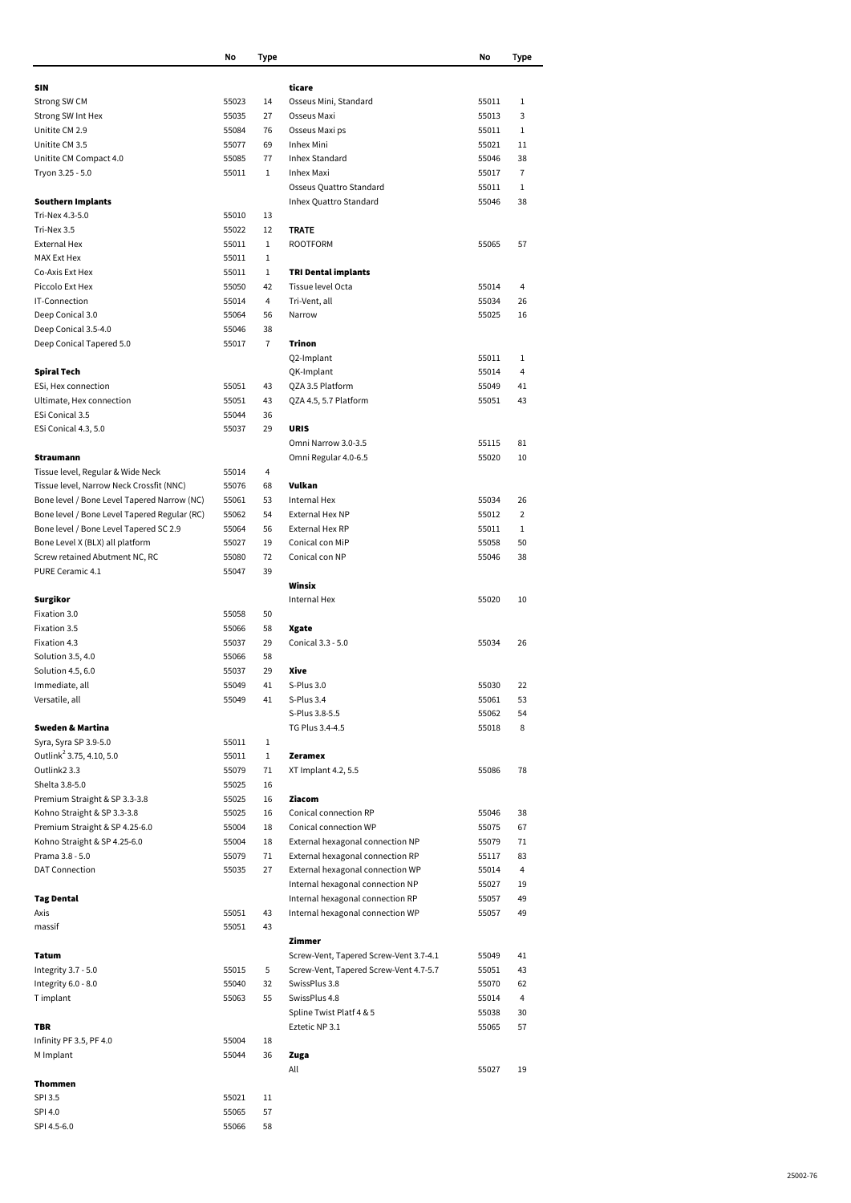| | No | Type |
|---|---|---|
| **SIN** | | |
| Strong SW CM | 55023 | 14 |
| Strong SW Int Hex | 55035 | 27 |
| Unitite CM 2.9 | 55084 | 76 |
| Unitite CM 3.5 | 55077 | 69 |
| Unitite CM Compact 4.0 | 55085 | 77 |
| Tryon 3.25 - 5.0 | 55011 | 1 |
| **Southern Implants** | | |
| Tri-Nex 4.3-5.0 | 55010 | 13 |
| Tri-Nex 3.5 | 55022 | 12 |
| External Hex | 55011 | 1 |
| MAX Ext Hex | 55011 | 1 |
| Co-Axis Ext Hex | 55011 | 1 |
| Piccolo Ext Hex | 55050 | 42 |
| IT-Connection | 55014 | 4 |
| Deep Conical 3.0 | 55064 | 56 |
| Deep Conical 3.5-4.0 | 55046 | 38 |
| Deep Conical Tapered 5.0 | 55017 | 7 |
| **Spiral Tech** | | |
| ESi, Hex connection | 55051 | 43 |
| Ultimate, Hex connection | 55051 | 43 |
| ESi Conical 3.5 | 55044 | 36 |
| ESi Conical 4.3, 5.0 | 55037 | 29 |
| **Straumann** | | |
| Tissue level, Regular & Wide Neck | 55014 | 4 |
| Tissue level, Narrow Neck Crossfit (NNC) | 55076 | 68 |
| Bone level / Bone Level Tapered Narrow (NC) | 55061 | 53 |
| Bone level / Bone Level Tapered Regular (RC) | 55062 | 54 |
| Bone level / Bone Level Tapered SC 2.9 | 55064 | 56 |
| Bone Level X (BLX) all platform | 55027 | 19 |
| Screw retained Abutment NC, RC | 55080 | 72 |
| PURE Ceramic 4.1 | 55047 | 39 |
| **Surgikor** | | |
| Fixation 3.0 | 55058 | 50 |
| Fixation 3.5 | 55066 | 58 |
| Fixation 4.3 | 55037 | 29 |
| Solution 3.5, 4.0 | 55066 | 58 |
| Solution 4.5, 6.0 | 55037 | 29 |
| Immediate, all | 55049 | 41 |
| Versatile, all | 55049 | 41 |
| **Sweden & Martina** | | |
| Syra, Syra SP 3.9-5.0 | 55011 | 1 |
| Outlink[2] 3.75, 4.10, 5.0 | 55011 | 1 |
| Outlink2 3.3 | 55079 | 71 |
| Shelta 3.8-5.0 | 55025 | 16 |
| Premium Straight & SP 3.3-3.8 | 55025 | 16 |
| Kohno Straight & SP 3.3-3.8 | 55025 | 16 |
| Premium Straight & SP 4.25-6.0 | 55004 | 18 |
| Kohno Straight & SP 4.25-6.0 | 55004 | 18 |
| Prama 3.8 - 5.0 | 55079 | 71 |
| DAT Connection | 55035 | 27 |
| **Tag Dental** | | |
| Axis | 55051 | 43 |
| massif | 55051 | 43 |
| **Tatum** | | |
| Integrity 3.7 - 5.0 | 55015 | 5 |
| Integrity 6.0 - 8.0 | 55040 | 32 |
| T implant | 55063 | 55 |
| **TBR** | | |
| Infinity PF 3.5, PF 4.0 | 55004 | 18 |
| M Implant | 55044 | 36 |
| **Thommen** | | |
| SPI 3.5 | 55021 | 11 |
| SPI 4.0 | 55065 | 57 |
| SPI 4.5-6.0 | 55066 | 58 |
| **ticare** | | |
| Osseus Mini, Standard | 55011 | 1 |
| Osseus Maxi | 55013 | 3 |
| Osseus Maxi ps | 55011 | 1 |
| Inhex Mini | 55021 | 11 |
| Inhex Standard | 55046 | 38 |
| Inhex Maxi | 55017 | 7 |
| Osseus Quattro Standard | 55011 | 1 |
| Inhex Quattro Standard | 55046 | 38 |
| **TRATE** | | |
| ROOTFORM | 55065 | 57 |
| **TRI Dental implants** | | |
| Tissue level Octa | 55014 | 4 |
| Tri-Vent, all | 55034 | 26 |
| Narrow | 55025 | 16 |
| **Trinon** | | |
| Q2-Implant | 55011 | 1 |
| QK-Implant | 55014 | 4 |
| QZA 3.5 Platform | 55049 | 41 |
| QZA 4.5, 5.7 Platform | 55051 | 43 |
| **URIS** | | |
| Omni Narrow 3.0-3.5 | 55115 | 81 |
| Omni Regular 4.0-6.5 | 55020 | 10 |
| **Vulkan** | | |
| Internal Hex | 55034 | 26 |
| External Hex NP | 55012 | 2 |
| External Hex RP | 55011 | 1 |
| Conical con MiP | 55058 | 50 |
| Conical con NP | 55046 | 38 |
| **Winsix** | | |
| Internal Hex | 55020 | 10 |
| **Xgate** | | |
| Conical 3.3 - 5.0 | 55034 | 26 |
| **Xive** | | |
| S-Plus 3.0 | 55030 | 22 |
| S-Plus 3.4 | 55061 | 53 |
| S-Plus 3.8-5.5 | 55062 | 54 |
| TG Plus 3.4-4.5 | 55018 | 8 |
| **Zeramex** | | |
| XT Implant 4.2, 5.5 | 55086 | 78 |
| **Ziacom** | | |
| Conical connection RP | 55046 | 38 |
| Conical connection WP | 55075 | 67 |
| External hexagonal connection NP | 55079 | 71 |
| External hexagonal connection RP | 55117 | 83 |
| External hexagonal connection WP | 55014 | 4 |
| Internal hexagonal connection NP | 55027 | 19 |
| Internal hexagonal connection RP | 55057 | 49 |
| Internal hexagonal connection WP | 55057 | 49 |
| **Zimmer** | | |
| Screw-Vent, Tapered Screw-Vent 3.7-4.1 | 55049 | 41 |
| Screw-Vent, Tapered Screw-Vent 4.7-5.7 | 55051 | 43 |
| SwissPlus 3.8 | 55070 | 62 |
| SwissPlus 4.8 | 55014 | 4 |
| Spline Twist Platf 4 & 5 | 55038 | 30 |
| Eztetic NP 3.1 | 55065 | 57 |
| **Zuga** | | |
| All | 55027 | 19 |

25002-76